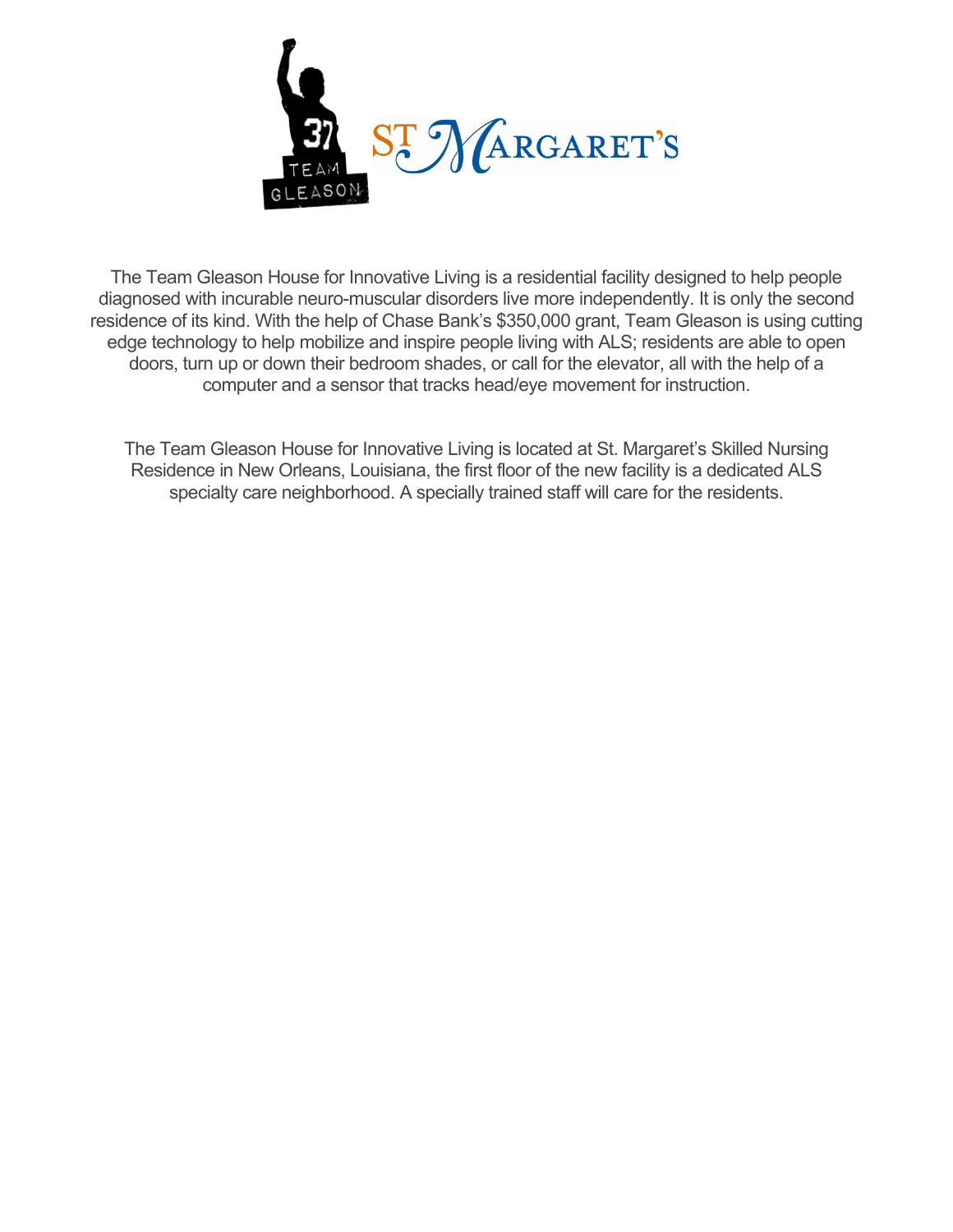The Team Gleason House for Innovative Living is a residential facility designed to help people diagnosed with incurable neuro-muscular disorders live more independently. It is only the second residence of its kind. With the help of Chase Bank's $350,000 grant, Team Gleason is using cutting edge technology to help mobilize and inspire people living with ALS; residents are able to open doors, turn up or down their bedroom shades, or call for the elevator, all with the help of a computer and a sensor that tracks head/eye movement for instruction.

The Team Gleason House for Innovative Living is located at St. Margaret's Skilled Nursing Residence in New Orleans, Louisiana, the first floor of the new facility is a dedicated ALS specialty care neighborhood. A specially trained staff will care for the residents.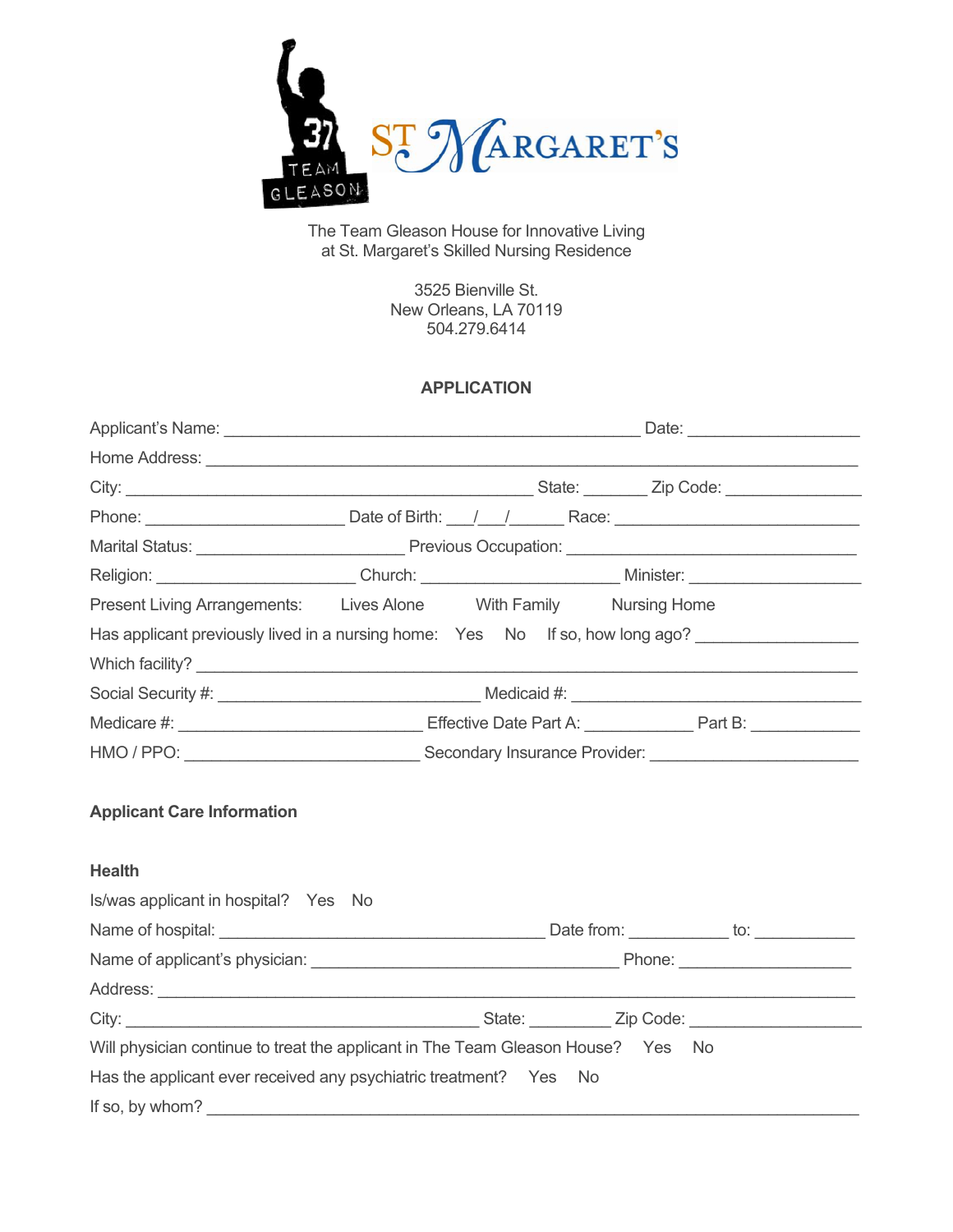The Team Gleason House for Innovative Living
at St. Margaret's Skilled Nursing Residence

3525 Bienville St.
New Orleans, LA 70119
504.279.6414

## APPLICATION

Applicant's Name: ______________________________________________ Date: ____________________

Home Address: _______________________________________________________________________

City: ___________________________________________ State: _______ Zip Code: _______________

Phone: _____________________ Date of Birth: ___/___/______ Race: ___________________________

Marital Status: _______________________ Previous Occupation: _______________________________

Religion: ______________________ Church: ______________________ Minister: __________________

Present Living Arrangements: Lives Alone With Family Nursing Home

Has applicant previously lived in a nursing home: Yes No If so, how long ago? _________________

Which facility? ________________________________________________________________________

Social Security #: _____________________________ Medicaid #: ______________________________

Medicare #: ___________________________ Effective Date Part A: ____________ Part B: ____________

HMO / PPO: ___________________________ Secondary Insurance Provider: ______________________

### Applicant Care Information

### Health

Is/was applicant in hospital? Yes No

Name of hospital: ____________________________________ Date from: ___________ to: ___________

Name of applicant's physician: __________________________________ Phone: ___________________

Address: _____________________________________________________________________________

City: _______________________________________ State: _________ Zip Code: __________________

Will physician continue to treat the applicant in The Team Gleason House? Yes No

Has the applicant ever received any psychiatric treatment? Yes No

If so, by whom? ________________________________________________________________________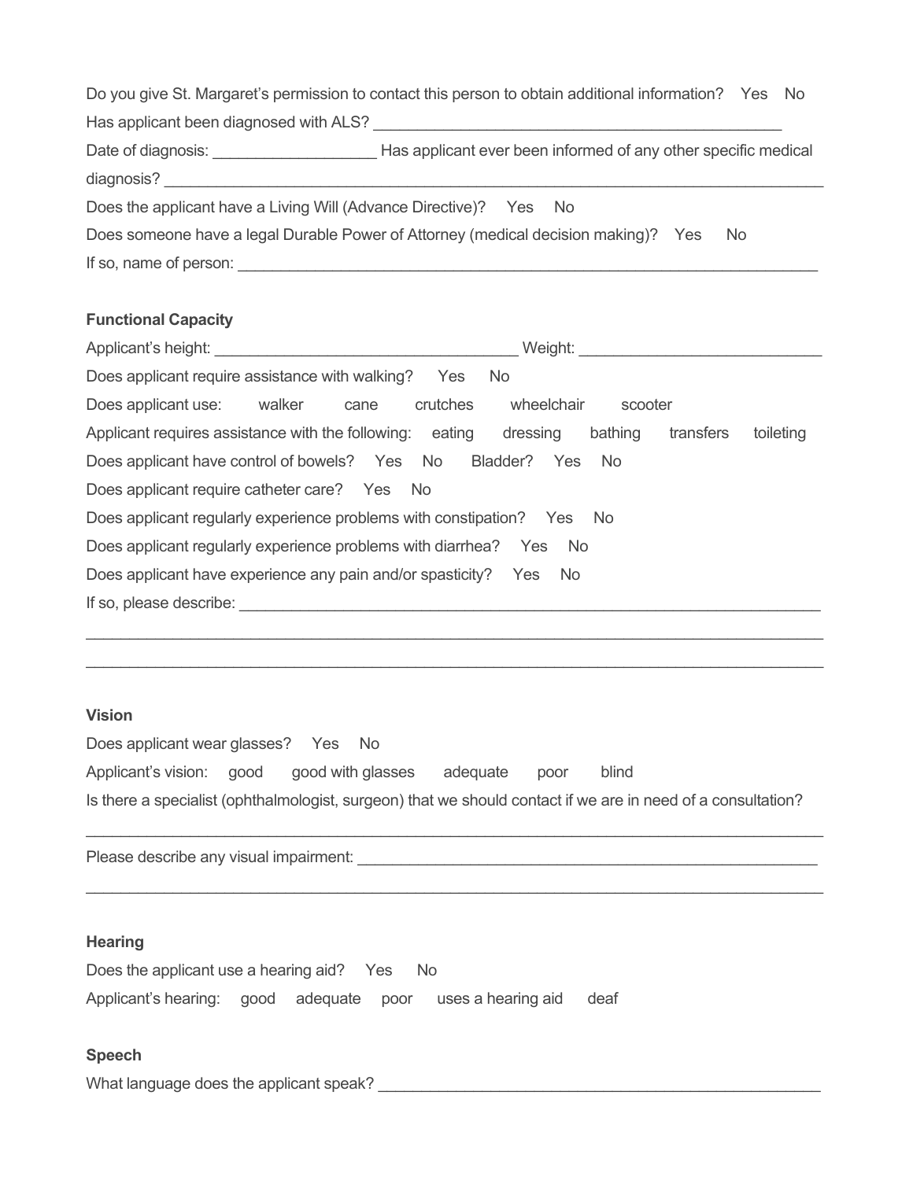Do you give St. Margaret's permission to contact this person to obtain additional information? Yes No

Has applicant been diagnosed with ALS? ______________________________________________

Date of diagnosis: ___________________ Has applicant ever been informed of any other specific medical diagnosis? ______________________________________________________________________________

Does the applicant have a Living Will (Advance Directive)? Yes No

Does someone have a legal Durable Power of Attorney (medical decision making)? Yes No

If so, name of person: ___________________________________________________________________

**Functional Capacity**

Applicant's height: ___________________________________ Weight: ___________________________

Does applicant require assistance with walking? Yes No

Does applicant use: walker cane crutches wheelchair scooter

Applicant requires assistance with the following: eating dressing bathing transfers toileting

Does applicant have control of bowels? Yes No Bladder? Yes No

Does applicant require catheter care? Yes No

Does applicant regularly experience problems with constipation? Yes No

Does applicant regularly experience problems with diarrhea? Yes No

Does applicant have experience any pain and/or spasticity? Yes No

If so, please describe: ____________________________________________________________________

______________________________________________________________________________________

______________________________________________________________________________________

**Vision**

Does applicant wear glasses? Yes No

Applicant's vision: good good with glasses adequate poor blind

Is there a specialist (ophthalmologist, surgeon) that we should contact if we are in need of a consultation?

______________________________________________________________________________________

Please describe any visual impairment: ______________________________________________________

______________________________________________________________________________________

**Hearing**

Does the applicant use a hearing aid? Yes No

Applicant's hearing: good adequate poor uses a hearing aid deaf

**Speech**

What language does the applicant speak? ____________________________________________________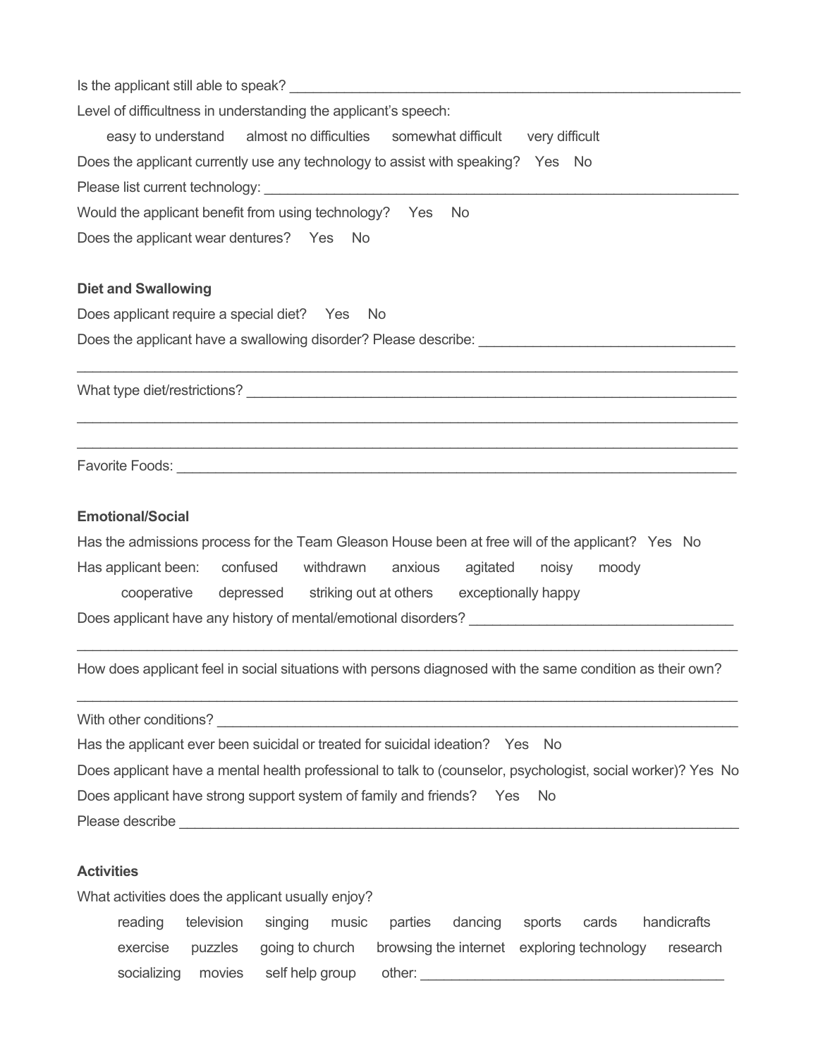Is the applicant still able to speak? ____________________________________________________________

Level of difficultness in understanding the applicant's speech:

easy to understand    almost no difficulties    somewhat difficult    very difficult

Does the applicant currently use any technology to assist with speaking?   Yes   No

Please list current technology: ______________________________________________________________

Would the applicant benefit from using technology?   Yes   No

Does the applicant wear dentures?   Yes   No

**Diet and Swallowing**

Does applicant require a special diet?   Yes   No

Does the applicant have a swallowing disorder? Please describe: _________________________________

_______________________________________________________________________________________

What type diet/restrictions? _________________________________________________________________

_______________________________________________________________________________________

_______________________________________________________________________________________

Favorite Foods: ______________________________________________________________________

**Emotional/Social**

Has the admissions process for the Team Gleason House been at free will of the applicant?   Yes   No

Has applicant been:   confused   withdrawn   anxious   agitated   noisy   moody

cooperative   depressed   striking out at others   exceptionally happy

Does applicant have any history of mental/emotional disorders? __________________________________

_______________________________________________________________________________________

How does applicant feel in social situations with persons diagnosed with the same condition as their own?

_______________________________________________________________________________________

With other conditions? _______________________________________________________________________

Has the applicant ever been suicidal or treated for suicidal ideation?   Yes   No

Does applicant have a mental health professional to talk to (counselor, psychologist, social worker)? Yes   No

Does applicant have strong support system of family and friends?   Yes   No

Please describe ______________________________________________________________________

**Activities**

What activities does the applicant usually enjoy?

reading   television   singing   music   parties   dancing   sports   cards   handicrafts

exercise   puzzles   going to church   browsing the internet   exploring technology   research

socializing   movies   self help group   other: ________________________________________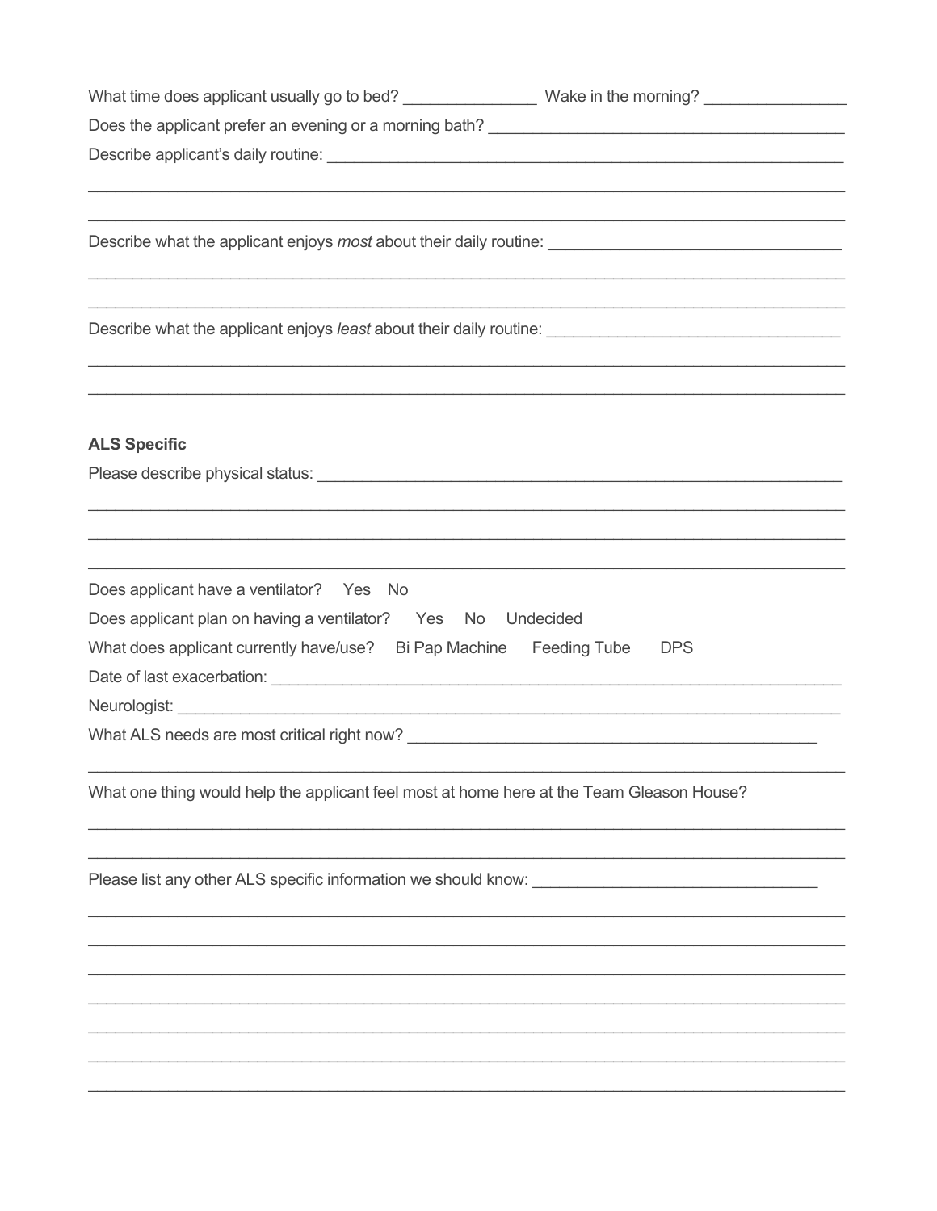What time does applicant usually go to bed? _______________ Wake in the morning? ________________

Does the applicant prefer an evening or a morning bath? ________________________________________

Describe applicant's daily routine: ____________________________________________________________

_____________________________________________________________________________________

_____________________________________________________________________________________

Describe what the applicant enjoys *most* about their daily routine: _________________________________

_____________________________________________________________________________________

_____________________________________________________________________________________

Describe what the applicant enjoys *least* about their daily routine: _________________________________

_____________________________________________________________________________________

_____________________________________________________________________________________

**ALS Specific**

Please describe physical status: ______________________________________________________________

_____________________________________________________________________________________

_____________________________________________________________________________________

_____________________________________________________________________________________

Does applicant have a ventilator? Yes No

Does applicant plan on having a ventilator? Yes No Undecided

What does applicant currently have/use? Bi Pap Machine Feeding Tube DPS

Date of last exacerbation: __________________________________________________________________

Neurologist: ______________________________________________________________________________

What ALS needs are most critical right now? _______________________________________________

_____________________________________________________________________________________

What one thing would help the applicant feel most at home here at the Team Gleason House?

_____________________________________________________________________________________

_____________________________________________________________________________________

Please list any other ALS specific information we should know: ________________________________

_____________________________________________________________________________________

_____________________________________________________________________________________

_____________________________________________________________________________________

_____________________________________________________________________________________

_____________________________________________________________________________________

_____________________________________________________________________________________

_____________________________________________________________________________________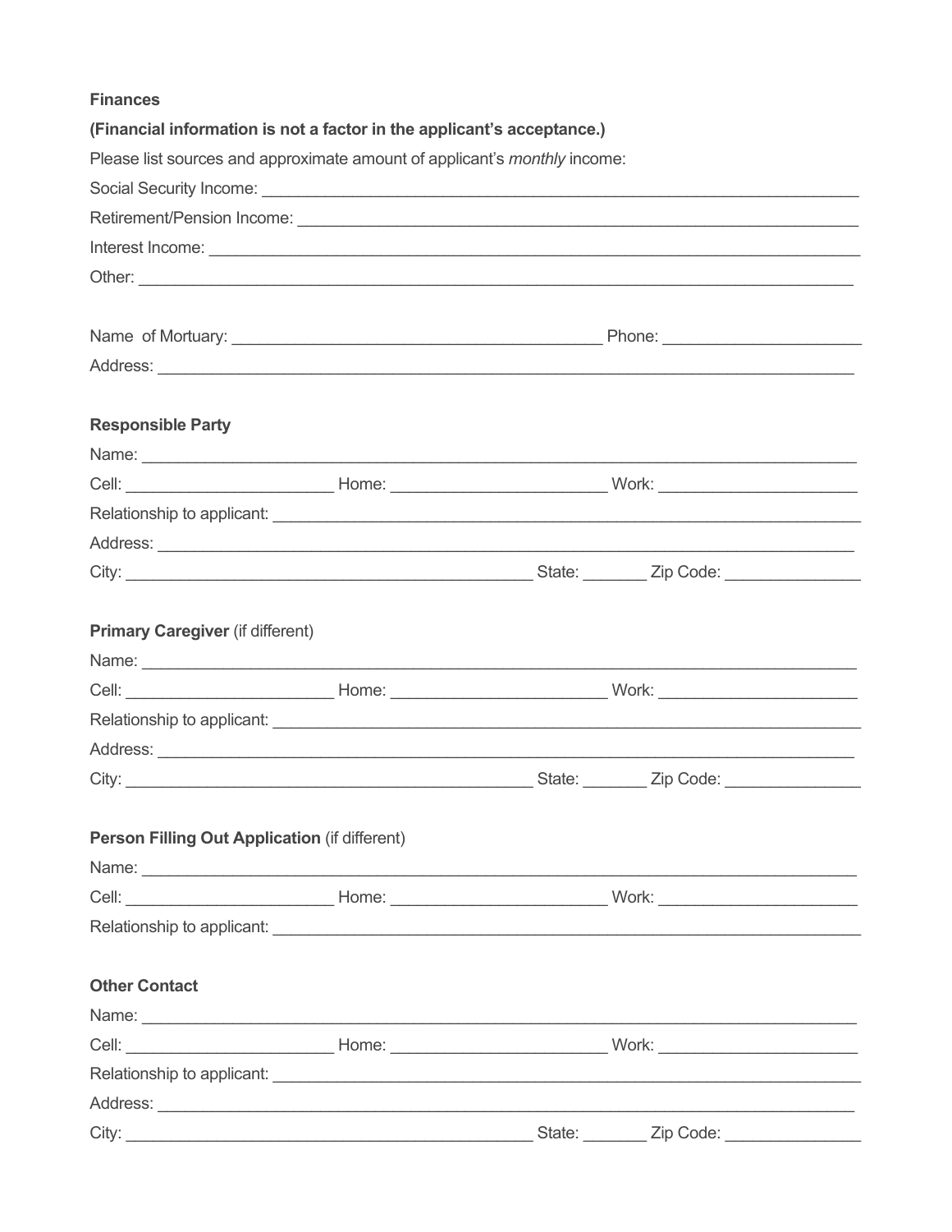**Finances**

**(Financial information is not a factor in the applicant's acceptance.)**

Please list sources and approximate amount of applicant's *monthly* income:

Social Security Income: ___________________________________________________________

Retirement/Pension Income: ________________________________________________________

Interest Income: _________________________________________________________________

Other: _______________________________________________________________________

Name of Mortuary: ________________________________________ Phone: ____________________

Address: _____________________________________________________________________

**Responsible Party**

Name: _______________________________________________________________________

Cell: ______________________ Home: ______________________ Work: ____________________

Relationship to applicant: _________________________________________________________

Address: _____________________________________________________________________

City: ___________________________________________ State: _______ Zip Code: ______________

**Primary Caregiver** (if different)

Name: _______________________________________________________________________

Cell: ______________________ Home: ______________________ Work: ____________________

Relationship to applicant: _________________________________________________________

Address: _____________________________________________________________________

City: ___________________________________________ State: _______ Zip Code: ______________

**Person Filling Out Application** (if different)

Name: _______________________________________________________________________

Cell: ______________________ Home: ______________________ Work: ____________________

Relationship to applicant: _________________________________________________________

**Other Contact**

Name: _______________________________________________________________________

Cell: ______________________ Home: ______________________ Work: ____________________

Relationship to applicant: _________________________________________________________

Address: _____________________________________________________________________

City: ___________________________________________ State: _______ Zip Code: ______________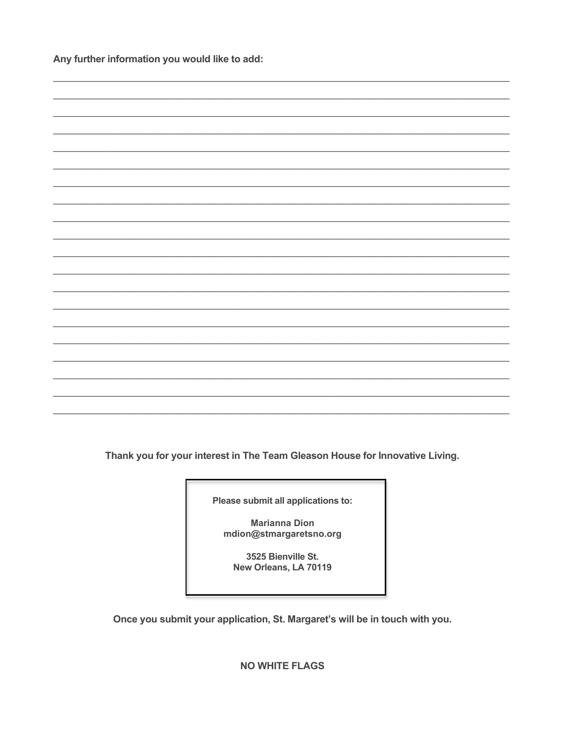**Any further information you would like to add:**

\_\_\_\_\_\_\_\_\_\_\_\_\_\_\_\_\_\_\_\_\_\_\_\_\_\_\_\_\_\_\_\_\_\_\_\_\_\_\_\_\_\_\_\_\_\_\_\_\_\_\_\_\_\_\_\_\_\_\_\_\_\_\_\_\_\_\_\_\_\_\_\_\_\_\_\_\_\_\_\_\_\_

\_\_\_\_\_\_\_\_\_\_\_\_\_\_\_\_\_\_\_\_\_\_\_\_\_\_\_\_\_\_\_\_\_\_\_\_\_\_\_\_\_\_\_\_\_\_\_\_\_\_\_\_\_\_\_\_\_\_\_\_\_\_\_\_\_\_\_\_\_\_\_\_\_\_\_\_\_\_\_\_\_\_

\_\_\_\_\_\_\_\_\_\_\_\_\_\_\_\_\_\_\_\_\_\_\_\_\_\_\_\_\_\_\_\_\_\_\_\_\_\_\_\_\_\_\_\_\_\_\_\_\_\_\_\_\_\_\_\_\_\_\_\_\_\_\_\_\_\_\_\_\_\_\_\_\_\_\_\_\_\_\_\_\_\_

\_\_\_\_\_\_\_\_\_\_\_\_\_\_\_\_\_\_\_\_\_\_\_\_\_\_\_\_\_\_\_\_\_\_\_\_\_\_\_\_\_\_\_\_\_\_\_\_\_\_\_\_\_\_\_\_\_\_\_\_\_\_\_\_\_\_\_\_\_\_\_\_\_\_\_\_\_\_\_\_\_\_

\_\_\_\_\_\_\_\_\_\_\_\_\_\_\_\_\_\_\_\_\_\_\_\_\_\_\_\_\_\_\_\_\_\_\_\_\_\_\_\_\_\_\_\_\_\_\_\_\_\_\_\_\_\_\_\_\_\_\_\_\_\_\_\_\_\_\_\_\_\_\_\_\_\_\_\_\_\_\_\_\_\_

\_\_\_\_\_\_\_\_\_\_\_\_\_\_\_\_\_\_\_\_\_\_\_\_\_\_\_\_\_\_\_\_\_\_\_\_\_\_\_\_\_\_\_\_\_\_\_\_\_\_\_\_\_\_\_\_\_\_\_\_\_\_\_\_\_\_\_\_\_\_\_\_\_\_\_\_\_\_\_\_\_\_

\_\_\_\_\_\_\_\_\_\_\_\_\_\_\_\_\_\_\_\_\_\_\_\_\_\_\_\_\_\_\_\_\_\_\_\_\_\_\_\_\_\_\_\_\_\_\_\_\_\_\_\_\_\_\_\_\_\_\_\_\_\_\_\_\_\_\_\_\_\_\_\_\_\_\_\_\_\_\_\_\_\_

\_\_\_\_\_\_\_\_\_\_\_\_\_\_\_\_\_\_\_\_\_\_\_\_\_\_\_\_\_\_\_\_\_\_\_\_\_\_\_\_\_\_\_\_\_\_\_\_\_\_\_\_\_\_\_\_\_\_\_\_\_\_\_\_\_\_\_\_\_\_\_\_\_\_\_\_\_\_\_\_\_\_

\_\_\_\_\_\_\_\_\_\_\_\_\_\_\_\_\_\_\_\_\_\_\_\_\_\_\_\_\_\_\_\_\_\_\_\_\_\_\_\_\_\_\_\_\_\_\_\_\_\_\_\_\_\_\_\_\_\_\_\_\_\_\_\_\_\_\_\_\_\_\_\_\_\_\_\_\_\_\_\_\_\_

\_\_\_\_\_\_\_\_\_\_\_\_\_\_\_\_\_\_\_\_\_\_\_\_\_\_\_\_\_\_\_\_\_\_\_\_\_\_\_\_\_\_\_\_\_\_\_\_\_\_\_\_\_\_\_\_\_\_\_\_\_\_\_\_\_\_\_\_\_\_\_\_\_\_\_\_\_\_\_\_\_\_

\_\_\_\_\_\_\_\_\_\_\_\_\_\_\_\_\_\_\_\_\_\_\_\_\_\_\_\_\_\_\_\_\_\_\_\_\_\_\_\_\_\_\_\_\_\_\_\_\_\_\_\_\_\_\_\_\_\_\_\_\_\_\_\_\_\_\_\_\_\_\_\_\_\_\_\_\_\_\_\_\_\_

\_\_\_\_\_\_\_\_\_\_\_\_\_\_\_\_\_\_\_\_\_\_\_\_\_\_\_\_\_\_\_\_\_\_\_\_\_\_\_\_\_\_\_\_\_\_\_\_\_\_\_\_\_\_\_\_\_\_\_\_\_\_\_\_\_\_\_\_\_\_\_\_\_\_\_\_\_\_\_\_\_\_

\_\_\_\_\_\_\_\_\_\_\_\_\_\_\_\_\_\_\_\_\_\_\_\_\_\_\_\_\_\_\_\_\_\_\_\_\_\_\_\_\_\_\_\_\_\_\_\_\_\_\_\_\_\_\_\_\_\_\_\_\_\_\_\_\_\_\_\_\_\_\_\_\_\_\_\_\_\_\_\_\_\_

\_\_\_\_\_\_\_\_\_\_\_\_\_\_\_\_\_\_\_\_\_\_\_\_\_\_\_\_\_\_\_\_\_\_\_\_\_\_\_\_\_\_\_\_\_\_\_\_\_\_\_\_\_\_\_\_\_\_\_\_\_\_\_\_\_\_\_\_\_\_\_\_\_\_\_\_\_\_\_\_\_\_

\_\_\_\_\_\_\_\_\_\_\_\_\_\_\_\_\_\_\_\_\_\_\_\_\_\_\_\_\_\_\_\_\_\_\_\_\_\_\_\_\_\_\_\_\_\_\_\_\_\_\_\_\_\_\_\_\_\_\_\_\_\_\_\_\_\_\_\_\_\_\_\_\_\_\_\_\_\_\_\_\_\_

\_\_\_\_\_\_\_\_\_\_\_\_\_\_\_\_\_\_\_\_\_\_\_\_\_\_\_\_\_\_\_\_\_\_\_\_\_\_\_\_\_\_\_\_\_\_\_\_\_\_\_\_\_\_\_\_\_\_\_\_\_\_\_\_\_\_\_\_\_\_\_\_\_\_\_\_\_\_\_\_\_\_

\_\_\_\_\_\_\_\_\_\_\_\_\_\_\_\_\_\_\_\_\_\_\_\_\_\_\_\_\_\_\_\_\_\_\_\_\_\_\_\_\_\_\_\_\_\_\_\_\_\_\_\_\_\_\_\_\_\_\_\_\_\_\_\_\_\_\_\_\_\_\_\_\_\_\_\_\_\_\_\_\_\_

\_\_\_\_\_\_\_\_\_\_\_\_\_\_\_\_\_\_\_\_\_\_\_\_\_\_\_\_\_\_\_\_\_\_\_\_\_\_\_\_\_\_\_\_\_\_\_\_\_\_\_\_\_\_\_\_\_\_\_\_\_\_\_\_\_\_\_\_\_\_\_\_\_\_\_\_\_\_\_\_\_\_

\_\_\_\_\_\_\_\_\_\_\_\_\_\_\_\_\_\_\_\_\_\_\_\_\_\_\_\_\_\_\_\_\_\_\_\_\_\_\_\_\_\_\_\_\_\_\_\_\_\_\_\_\_\_\_\_\_\_\_\_\_\_\_\_\_\_\_\_\_\_\_\_\_\_\_\_\_\_\_\_\_\_

\_\_\_\_\_\_\_\_\_\_\_\_\_\_\_\_\_\_\_\_\_\_\_\_\_\_\_\_\_\_\_\_\_\_\_\_\_\_\_\_\_\_\_\_\_\_\_\_\_\_\_\_\_\_\_\_\_\_\_\_\_\_\_\_\_\_\_\_\_\_\_\_\_\_\_\_\_\_\_\_\_\_

**Thank you for your interest in The Team Gleason House for Innovative Living.**

**Please submit all applications to:**

**Marianna Dion**
**mdion@stmargaretsno.org**

**3525 Bienville St.**
**New Orleans, LA 70119**

**Once you submit your application, St. Margaret's will be in touch with you.**

**NO WHITE FLAGS**